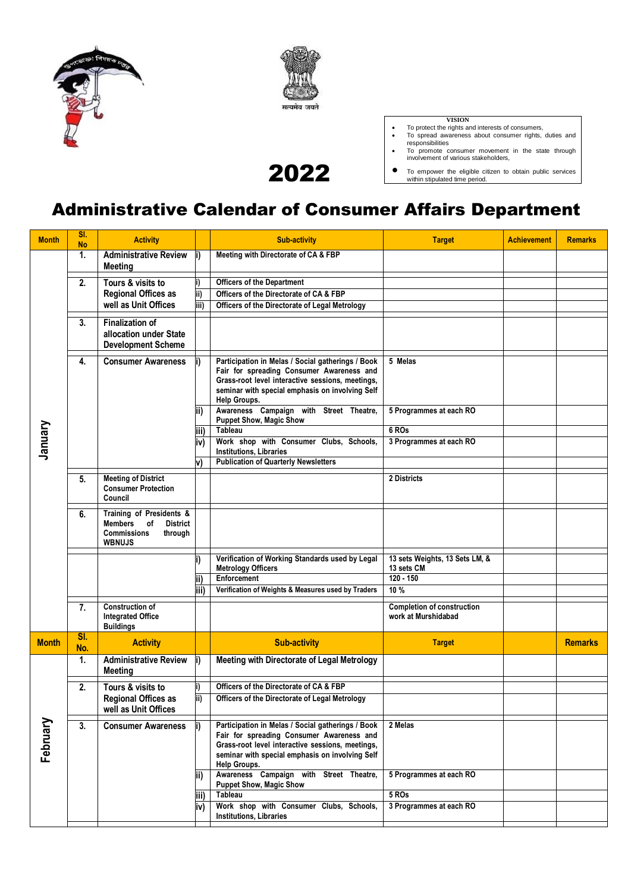**VISION**

- To protect the rights and interests of consumers,
- To spread awareness about consumer rights, duties and responsibilities
- To promote consumer movement in the state through involvement of various stakeholders,
- To empower the eligible citizen to obtain public services within stipulated time period.

# 2022

# Administrative Calendar of Consumer Affairs Department

| Month | Sl. No | Activity | | Sub-activity | Target | Achievement | Remarks |
|---|---|---|---|---|---|---|---|
| January | 1. | Administrative Review Meeting | i) | Meeting with Directorate of CA & FBP | | | |
| | 2. | Tours & visits to Regional Offices as well as Unit Offices | i) | Officers of the Department | | | |
| | | | ii) | Officers of the Directorate of CA & FBP | | | |
| | | | iii) | Officers of the Directorate of Legal Metrology | | | |
| | 3. | Finalization of allocation under State Development Scheme | | | | | |
| | 4. | Consumer Awareness | i) | Participation in Melas / Social gatherings / Book Fair for spreading Consumer Awareness and Grass-root level interactive sessions, meetings, seminar with special emphasis on involving Self Help Groups. | 5 Melas | | |
| | | | ii) | Awareness Campaign with Street Theatre, Puppet Show, Magic Show | 5 Programmes at each RO | | |
| | | | iii) | Tableau | 6 ROs | | |
| | | | iv) | Work shop with Consumer Clubs, Schools, Institutions, Libraries | 3 Programmes at each RO | | |
| | | | v) | Publication of Quarterly Newsletters | | | |
| | 5. | Meeting of District Consumer Protection Council | | | 2 Districts | | |
| | 6. | Training of Presidents & Members of District Commissions through WBNUJS | | | | | |
| | | | i) | Verification of Working Standards used by Legal Metrology Officers | 13 sets Weights, 13 Sets LM, & 13 sets CM | | |
| | | | ii) | Enforcement | 120 - 150 | | |
| | | | iii) | Verification of Weights & Measures used by Traders | 10 % | | |
| | 7. | Construction of Integrated Office Buildings | | | Completion of construction work at Murshidabad | | |
| **Month** | **Sl. No.** | **Activity** | | **Sub-activity** | **Target** | | **Remarks** |
| February | 1. | Administrative Review Meeting | i) | Meeting with Directorate of Legal Metrology | | | |
| | 2. | Tours & visits to Regional Offices as well as Unit Offices | i) | Officers of the Directorate of CA & FBP | | | |
| | | | ii) | Officers of the Directorate of Legal Metrology | | | |
| | 3. | Consumer Awareness | i) | Participation in Melas / Social gatherings / Book Fair for spreading Consumer Awareness and Grass-root level interactive sessions, meetings, seminar with special emphasis on involving Self Help Groups. | 2 Melas | | |
| | | | ii) | Awareness Campaign with Street Theatre, Puppet Show, Magic Show | 5 Programmes at each RO | | |
| | | | iii) | Tableau | 5 ROs | | |
| | | | iv) | Work shop with Consumer Clubs, Schools, Institutions, Libraries | 3 Programmes at each RO | | |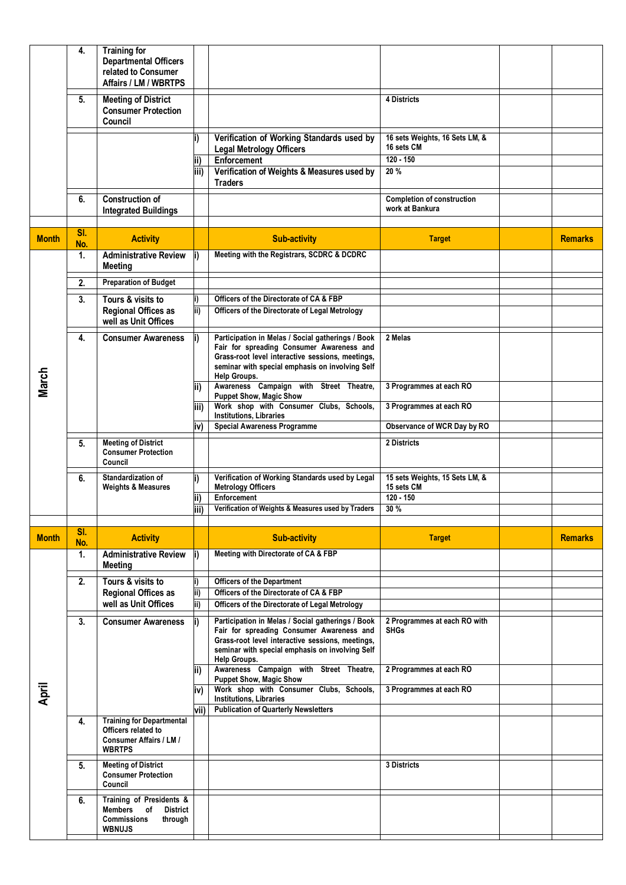| Month | Sl. No. | Activity | | Sub-activity | Target | | Remarks |
|---|---|---|---|---|---|---|---|
| | 4. | Training for Departmental Officers related to Consumer Affairs / LM / WBRTPS | | | | | |
| | 5. | Meeting of District Consumer Protection Council | | | 4 Districts | | |
| | | | i) | Verification of Working Standards used by Legal Metrology Officers | 16 sets Weights, 16 Sets LM, & 16 sets CM | | |
| | | | ii) | Enforcement | 120 - 150 | | |
| | | | iii) | Verification of Weights & Measures used by Traders | 20 % | | |
| | 6. | Construction of Integrated Buildings | | | Completion of construction work at Bankura | | |

| Month | Sl. No. | Activity | | Sub-activity | Target | | Remarks |
|---|---|---|---|---|---|---|---|
| March | 1. | Administrative Review Meeting | i) | Meeting with the Registrars, SCDRC & DCDRC | | | |
| | 2. | Preparation of Budget | | | | | |
| | 3. | Tours & visits to Regional Offices as well as Unit Offices | i) | Officers of the Directorate of CA & FBP | | | |
| | | | ii) | Officers of the Directorate of Legal Metrology | | | |
| | 4. | Consumer Awareness | i) | Participation in Melas / Social gatherings / Book Fair for spreading Consumer Awareness and Grass-root level interactive sessions, meetings, seminar with special emphasis on involving Self Help Groups. | 2 Melas | | |
| | | | ii) | Awareness Campaign with Street Theatre, Puppet Show, Magic Show | 3 Programmes at each RO | | |
| | | | iii) | Work shop with Consumer Clubs, Schools, Institutions, Libraries | 3 Programmes at each RO | | |
| | | | iv) | Special Awareness Programme | Observance of WCR Day by RO | | |
| | 5. | Meeting of District Consumer Protection Council | | | 2 Districts | | |
| | 6. | Standardization of Weights & Measures | i) | Verification of Working Standards used by Legal Metrology Officers | 15 sets Weights, 15 Sets LM, & 15 sets CM | | |
| | | | ii) | Enforcement | 120 - 150 | | |
| | | | iii) | Verification of Weights & Measures used by Traders | 30 % | | |

| Month | Sl. No. | Activity | | Sub-activity | Target | | Remarks |
|---|---|---|---|---|---|---|---|
| April | 1. | Administrative Review Meeting | i) | Meeting with Directorate of CA & FBP | | | |
| | 2. | Tours & visits to Regional Offices as well as Unit Offices | i) | Officers of the Department | | | |
| | | | ii) | Officers of the Directorate of CA & FBP | | | |
| | | | ii) | Officers of the Directorate of Legal Metrology | | | |
| | 3. | Consumer Awareness | i) | Participation in Melas / Social gatherings / Book Fair for spreading Consumer Awareness and Grass-root level interactive sessions, meetings, seminar with special emphasis on involving Self Help Groups. | 2 Programmes at each RO with SHGs | | |
| | | | ii) | Awareness Campaign with Street Theatre, Puppet Show, Magic Show | 2 Programmes at each RO | | |
| | | | iv) | Work shop with Consumer Clubs, Schools, Institutions, Libraries | 3 Programmes at each RO | | |
| | | | vii) | Publication of Quarterly Newsletters | | | |
| | 4. | Training for Departmental Officers related to Consumer Affairs / LM / WBRTPS | | | | | |
| | 5. | Meeting of District Consumer Protection Council | | | 3 Districts | | |
| | 6. | Training of Presidents & Members of District Commissions through WBNUJS | | | | | |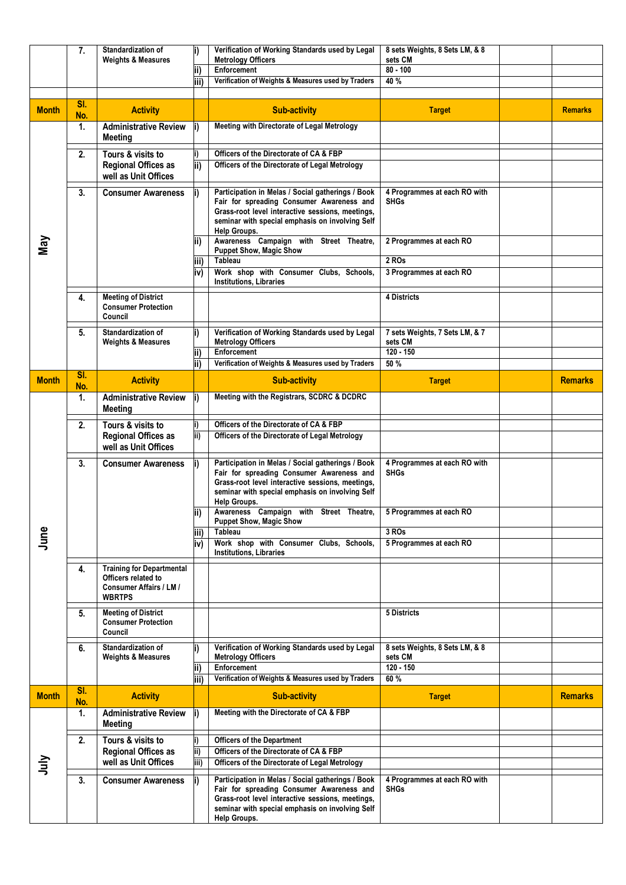| Month | Sl. No. | Activity | | Sub-activity | Target | | Remarks |
|---|---|---|---|---|---|---|---|
| | 7. | Standardization of Weights & Measures | i) | Verification of Working Standards used by Legal Metrology Officers | 8 sets Weights, 8 Sets LM, & 8 sets CM | | |
| | | | ii) | Enforcement | 80 - 100 | | |
| | | | iii) | Verification of Weights & Measures used by Traders | 40 % | | |

| Month | Sl. No. | Activity | | Sub-activity | Target | | Remarks |
|---|---|---|---|---|---|---|---|
| May | 1. | Administrative Review Meeting | i) | Meeting with Directorate of Legal Metrology | | | |
| | 2. | Tours & visits to Regional Offices as well as Unit Offices | i) | Officers of the Directorate of CA & FBP | | | |
| | | | ii) | Officers of the Directorate of Legal Metrology | | | |
| | 3. | Consumer Awareness | i) | Participation in Melas / Social gatherings / Book Fair for spreading Consumer Awareness and Grass-root level interactive sessions, meetings, seminar with special emphasis on involving Self Help Groups. | 4 Programmes at each RO with SHGs | | |
| | | | ii) | Awareness Campaign with Street Theatre, Puppet Show, Magic Show | 2 Programmes at each RO | | |
| | | | iii) | Tableau | 2 ROs | | |
| | | | iv) | Work shop with Consumer Clubs, Schools, Institutions, Libraries | 3 Programmes at each RO | | |
| | 4. | Meeting of District Consumer Protection Council | | | 4 Districts | | |
| | 5. | Standardization of Weights & Measures | i) | Verification of Working Standards used by Legal Metrology Officers | 7 sets Weights, 7 Sets LM, & 7 sets CM | | |
| | | | ii) | Enforcement | 120 - 150 | | |
| | | | ii) | Verification of Weights & Measures used by Traders | 50 % | | |

| Month | Sl. No. | Activity | | Sub-activity | Target | | Remarks |
|---|---|---|---|---|---|---|---|
| June | 1. | Administrative Review Meeting | i) | Meeting with the Registrars, SCDRC & DCDRC | | | |
| | 2. | Tours & visits to Regional Offices as well as Unit Offices | i) | Officers of the Directorate of CA & FBP | | | |
| | | | ii) | Officers of the Directorate of Legal Metrology | | | |
| | 3. | Consumer Awareness | i) | Participation in Melas / Social gatherings / Book Fair for spreading Consumer Awareness and Grass-root level interactive sessions, meetings, seminar with special emphasis on involving Self Help Groups. | 4 Programmes at each RO with SHGs | | |
| | | | ii) | Awareness Campaign with Street Theatre, Puppet Show, Magic Show | 5 Programmes at each RO | | |
| | | | iii) | Tableau | 3 ROs | | |
| | | | iv) | Work shop with Consumer Clubs, Schools, Institutions, Libraries | 5 Programmes at each RO | | |
| | 4. | Training for Departmental Officers related to Consumer Affairs / LM / WBRTPS | | | | | |
| | 5. | Meeting of District Consumer Protection Council | | | 5 Districts | | |
| | 6. | Standardization of Weights & Measures | i) | Verification of Working Standards used by Legal Metrology Officers | 8 sets Weights, 8 Sets LM, & 8 sets CM | | |
| | | | ii) | Enforcement | 120 - 150 | | |
| | | | iii) | Verification of Weights & Measures used by Traders | 60 % | | |

| Month | Sl. No. | Activity | | Sub-activity | Target | | Remarks |
|---|---|---|---|---|---|---|---|
| July | 1. | Administrative Review Meeting | i) | Meeting with the Directorate of CA & FBP | | | |
| | 2. | Tours & visits to Regional Offices as well as Unit Offices | i) | Officers of the Department | | | |
| | | | ii) | Officers of the Directorate of CA & FBP | | | |
| | | | iii) | Officers of the Directorate of Legal Metrology | | | |
| | 3. | Consumer Awareness | i) | Participation in Melas / Social gatherings / Book Fair for spreading Consumer Awareness and Grass-root level interactive sessions, meetings, seminar with special emphasis on involving Self Help Groups. | 4 Programmes at each RO with SHGs | | |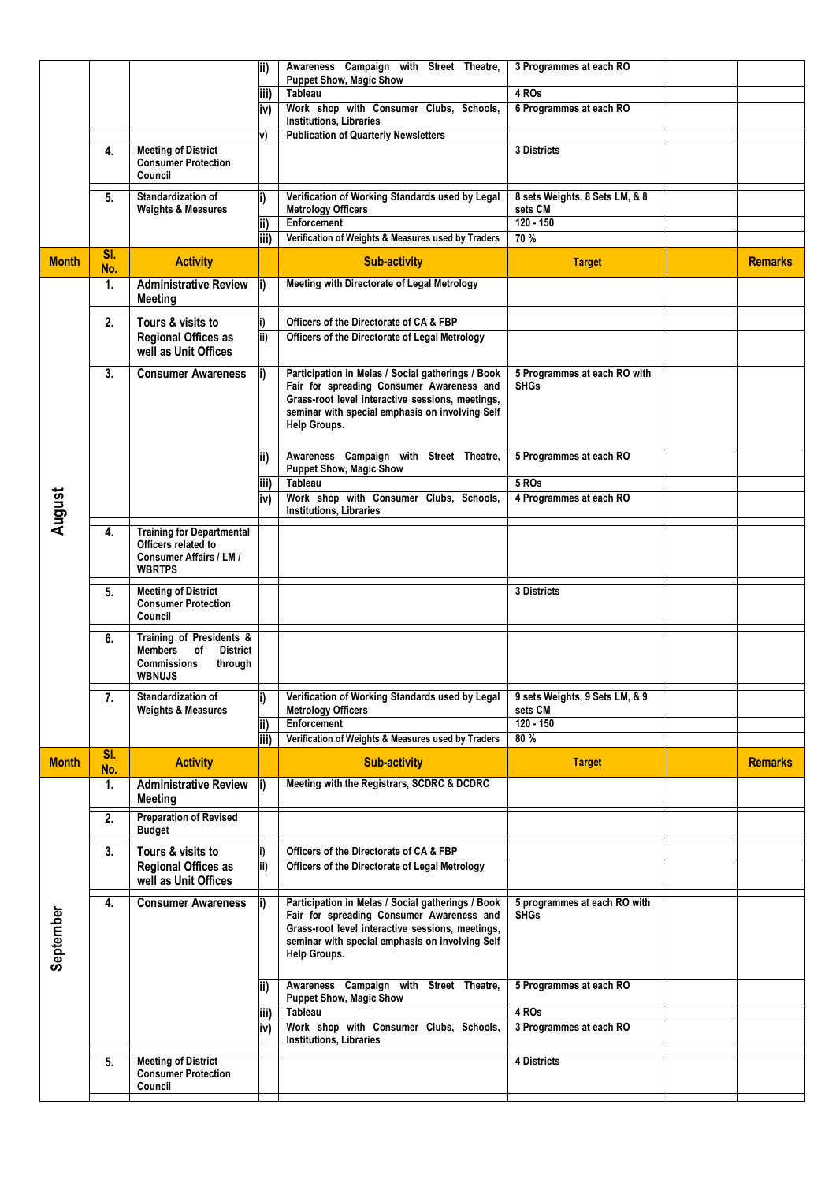| Month | Sl. No. | Activity | | Sub-activity | Target | | Remarks |
|---|---|---|---|---|---|---|---|
| | | | ii) | Awareness Campaign with Street Theatre, Puppet Show, Magic Show | 3 Programmes at each RO | | |
| | | | iii) | Tableau | 4 ROs | | |
| | | | iv) | Work shop with Consumer Clubs, Schools, Institutions, Libraries | 6 Programmes at each RO | | |
| | | | v) | Publication of Quarterly Newsletters | | | |
| | 4. | Meeting of District Consumer Protection Council | | | 3 Districts | | |
| | 5. | Standardization of Weights & Measures | i) | Verification of Working Standards used by Legal Metrology Officers | 8 sets Weights, 8 Sets LM, & 8 sets CM | | |
| | | | ii) | Enforcement | 120 - 150 | | |
| | | | iii) | Verification of Weights & Measures used by Traders | 70 % | | |
| **Month** | **Sl. No.** | **Activity** | | **Sub-activity** | **Target** | | **Remarks** |
| August | 1. | Administrative Review Meeting | i) | Meeting with Directorate of Legal Metrology | | | |
| | 2. | Tours & visits to Regional Offices as well as Unit Offices | i) | Officers of the Directorate of CA & FBP | | | |
| | | | ii) | Officers of the Directorate of Legal Metrology | | | |
| | 3. | Consumer Awareness | i) | Participation in Melas / Social gatherings / Book Fair for spreading Consumer Awareness and Grass-root level interactive sessions, meetings, seminar with special emphasis on involving Self Help Groups. | 5 Programmes at each RO with SHGs | | |
| | | | ii) | Awareness Campaign with Street Theatre, Puppet Show, Magic Show | 5 Programmes at each RO | | |
| | | | iii) | Tableau | 5 ROs | | |
| | | | iv) | Work shop with Consumer Clubs, Schools, Institutions, Libraries | 4 Programmes at each RO | | |
| | 4. | Training for Departmental Officers related to Consumer Affairs / LM / WBRTPS | | | | | |
| | 5. | Meeting of District Consumer Protection Council | | | 3 Districts | | |
| | 6. | Training of Presidents & Members of District Commissions through WBNUJS | | | | | |
| | 7. | Standardization of Weights & Measures | i) | Verification of Working Standards used by Legal Metrology Officers | 9 sets Weights, 9 Sets LM, & 9 sets CM | | |
| | | | ii) | Enforcement | 120 - 150 | | |
| | | | iii) | Verification of Weights & Measures used by Traders | 80 % | | |
| **Month** | **Sl. No.** | **Activity** | | **Sub-activity** | **Target** | | **Remarks** |
| September | 1. | Administrative Review Meeting | i) | Meeting with the Registrars, SCDRC & DCDRC | | | |
| | 2. | Preparation of Revised Budget | | | | | |
| | 3. | Tours & visits to Regional Offices as well as Unit Offices | i) | Officers of the Directorate of CA & FBP | | | |
| | | | ii) | Officers of the Directorate of Legal Metrology | | | |
| | 4. | Consumer Awareness | i) | Participation in Melas / Social gatherings / Book Fair for spreading Consumer Awareness and Grass-root level interactive sessions, meetings, seminar with special emphasis on involving Self Help Groups. | 5 programmes at each RO with SHGs | | |
| | | | ii) | Awareness Campaign with Street Theatre, Puppet Show, Magic Show | 5 Programmes at each RO | | |
| | | | iii) | Tableau | 4 ROs | | |
| | | | iv) | Work shop with Consumer Clubs, Schools, Institutions, Libraries | 3 Programmes at each RO | | |
| | 5. | Meeting of District Consumer Protection Council | | | 4 Districts | | |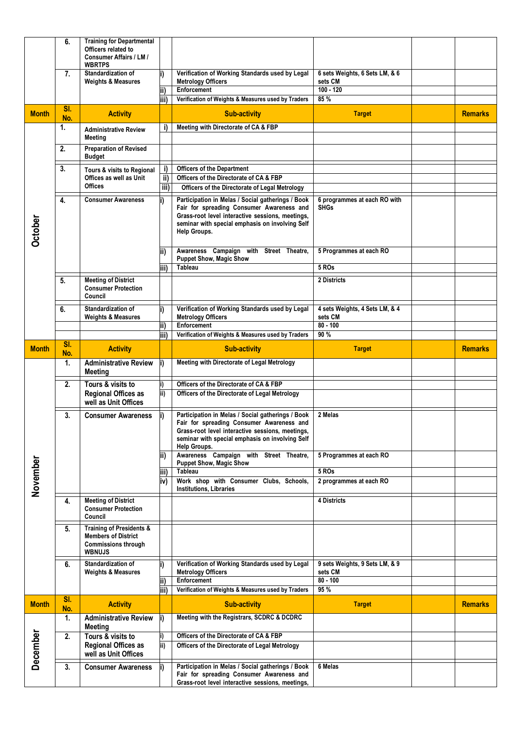| Month | Sl. No. | Activity | | Sub-activity | Target | | Remarks |
|---|---|---|---|---|---|---|---|
| | 6. | Training for Departmental Officers related to Consumer Affairs / LM / WBRTPS | | | | | |
| | 7. | Standardization of Weights & Measures | i) | Verification of Working Standards used by Legal Metrology Officers | 6 sets Weights, 6 Sets LM, & 6 sets CM | | |
| | | | ii) | Enforcement | 100 - 120 | | |
| | | | iii) | Verification of Weights & Measures used by Traders | 85 % | | |
| **Month** | **Sl. No.** | **Activity** | | **Sub-activity** | **Target** | | **Remarks** |
| October | 1. | Administrative Review Meeting | i) | Meeting with Directorate of CA & FBP | | | |
| | 2. | Preparation of Revised Budget | | | | | |
| | 3. | Tours & visits to Regional Offices as well as Unit Offices | i) | Officers of the Department | | | |
| | | | ii) | Officers of the Directorate of CA & FBP | | | |
| | | | iii) | Officers of the Directorate of Legal Metrology | | | |
| | 4. | Consumer Awareness | i) | Participation in Melas / Social gatherings / Book Fair for spreading Consumer Awareness and Grass-root level interactive sessions, meetings, seminar with special emphasis on involving Self Help Groups. | 6 programmes at each RO with SHGs | | |
| | | | ii) | Awareness Campaign with Street Theatre, Puppet Show, Magic Show | 5 Programmes at each RO | | |
| | | | iii) | Tableau | 5 ROs | | |
| | 5. | Meeting of District Consumer Protection Council | | | 2 Districts | | |
| | 6. | Standardization of Weights & Measures | i) | Verification of Working Standards used by Legal Metrology Officers | 4 sets Weights, 4 Sets LM, & 4 sets CM | | |
| | | | ii) | Enforcement | 80 - 100 | | |
| | | | iii) | Verification of Weights & Measures used by Traders | 90 % | | |
| **Month** | **Sl. No.** | **Activity** | | **Sub-activity** | **Target** | | **Remarks** |
| November | 1. | Administrative Review Meeting | i) | Meeting with Directorate of Legal Metrology | | | |
| | 2. | Tours & visits to Regional Offices as well as Unit Offices | i) | Officers of the Directorate of CA & FBP | | | |
| | | | ii) | Officers of the Directorate of Legal Metrology | | | |
| | 3. | Consumer Awareness | i) | Participation in Melas / Social gatherings / Book Fair for spreading Consumer Awareness and Grass-root level interactive sessions, meetings, seminar with special emphasis on involving Self Help Groups. | 2 Melas | | |
| | | | ii) | Awareness Campaign with Street Theatre, Puppet Show, Magic Show | 5 Programmes at each RO | | |
| | | | iii) | Tableau | 5 ROs | | |
| | | | iv) | Work shop with Consumer Clubs, Schools, Institutions, Libraries | 2 programmes at each RO | | |
| | 4. | Meeting of District Consumer Protection Council | | | 4 Districts | | |
| | 5. | Training of Presidents & Members of District Commissions through WBNUJS | | | | | |
| | 6. | Standardization of Weights & Measures | i) | Verification of Working Standards used by Legal Metrology Officers | 9 sets Weights, 9 Sets LM, & 9 sets CM | | |
| | | | ii) | Enforcement | 80 - 100 | | |
| | | | iii) | Verification of Weights & Measures used by Traders | 95 % | | |
| **Month** | **Sl. No.** | **Activity** | | **Sub-activity** | **Target** | | **Remarks** |
| December | 1. | Administrative Review Meeting | i) | Meeting with the Registrars, SCDRC & DCDRC | | | |
| | 2. | Tours & visits to Regional Offices as well as Unit Offices | i) | Officers of the Directorate of CA & FBP | | | |
| | | | ii) | Officers of the Directorate of Legal Metrology | | | |
| | 3. | Consumer Awareness | i) | Participation in Melas / Social gatherings / Book Fair for spreading Consumer Awareness and Grass-root level interactive sessions, meetings, | 6 Melas | | |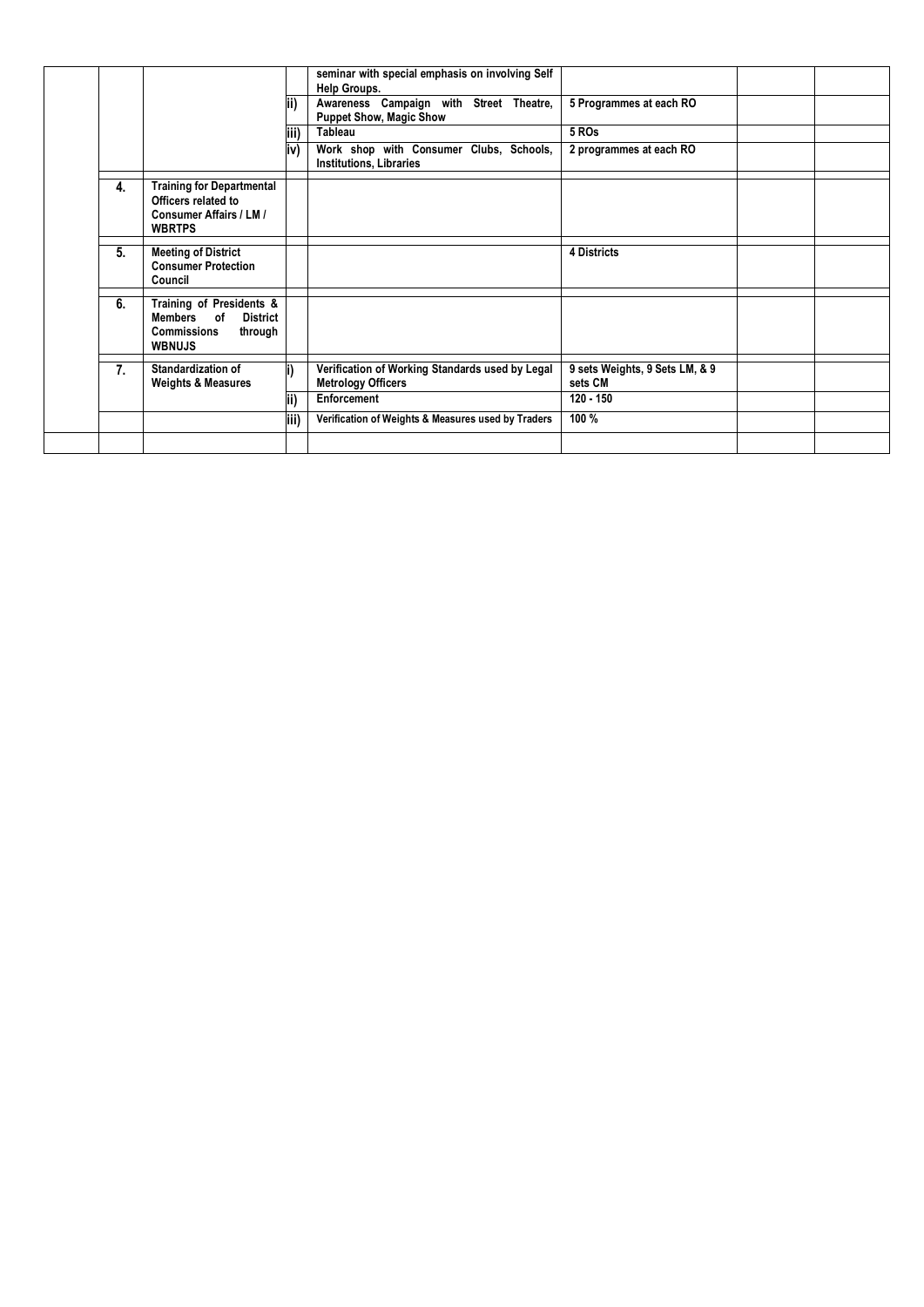| | | | | | | | |
|---|---|---|---|---|---|---|---|
| | | | | seminar with special emphasis on involving Self Help Groups. | | | |
| | | | ii) | Awareness Campaign with Street Theatre, Puppet Show, Magic Show | 5 Programmes at each RO | | |
| | | | iii) | Tableau | 5 ROs | | |
| | | | iv) | Work shop with Consumer Clubs, Schools, Institutions, Libraries | 2 programmes at each RO | | |
| | 4. | Training for Departmental Officers related to Consumer Affairs / LM / WBRTPS | | | | | |
| | 5. | Meeting of District Consumer Protection Council | | | 4 Districts | | |
| | 6. | Training of Presidents & Members of District Commissions through WBNUJS | | | | | |
| | 7. | Standardization of Weights & Measures | i) | Verification of Working Standards used by Legal Metrology Officers | 9 sets Weights, 9 Sets LM, & 9 sets CM | | |
| | | | ii) | Enforcement | 120 - 150 | | |
| | | | iii) | Verification of Weights & Measures used by Traders | 100 % | | |
| | | | | | | | |